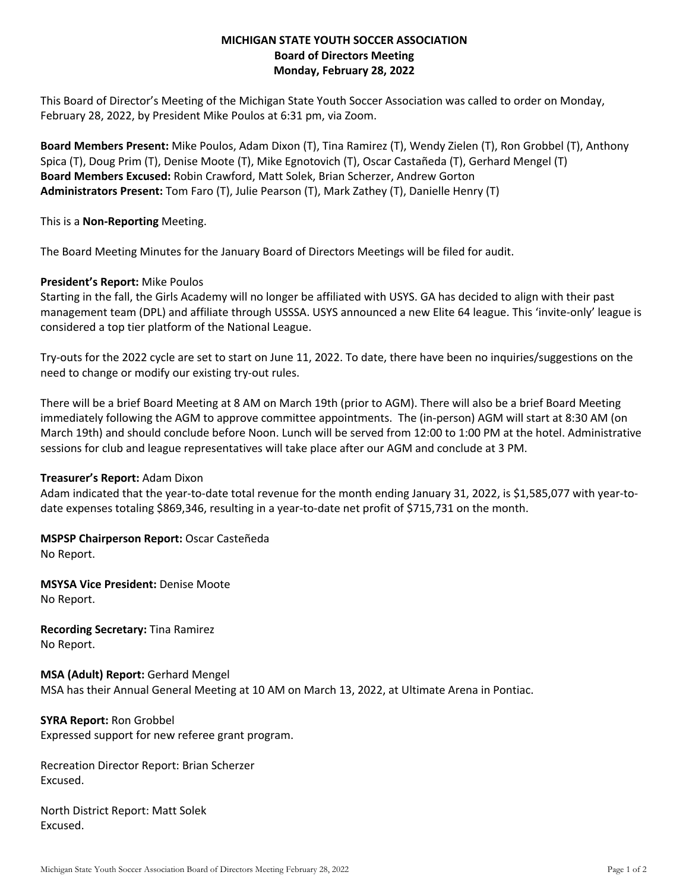**MICHIGAN STATE YOUTH SOCCER ASSOCIATION**
**Board of Directors Meeting**
**Monday, February 28, 2022**

This Board of Director's Meeting of the Michigan State Youth Soccer Association was called to order on Monday, February 28, 2022, by President Mike Poulos at 6:31 pm, via Zoom.

**Board Members Present:** Mike Poulos, Adam Dixon (T), Tina Ramirez (T), Wendy Zielen (T), Ron Grobbel (T), Anthony Spica (T), Doug Prim (T), Denise Moote (T), Mike Egnotovich (T), Oscar Castañeda (T), Gerhard Mengel (T)
**Board Members Excused:** Robin Crawford, Matt Solek, Brian Scherzer, Andrew Gorton
**Administrators Present:** Tom Faro (T), Julie Pearson (T), Mark Zathey (T), Danielle Henry (T)

This is a **Non-Reporting** Meeting.

The Board Meeting Minutes for the January Board of Directors Meetings will be filed for audit.

**President's Report:** Mike Poulos
Starting in the fall, the Girls Academy will no longer be affiliated with USYS. GA has decided to align with their past management team (DPL) and affiliate through USSSA. USYS announced a new Elite 64 league. This 'invite-only' league is considered a top tier platform of the National League.

Try-outs for the 2022 cycle are set to start on June 11, 2022. To date, there have been no inquiries/suggestions on the need to change or modify our existing try-out rules.

There will be a brief Board Meeting at 8 AM on March 19th (prior to AGM). There will also be a brief Board Meeting immediately following the AGM to approve committee appointments. The (in-person) AGM will start at 8:30 AM (on March 19th) and should conclude before Noon. Lunch will be served from 12:00 to 1:00 PM at the hotel. Administrative sessions for club and league representatives will take place after our AGM and conclude at 3 PM.

**Treasurer's Report:** Adam Dixon
Adam indicated that the year-to-date total revenue for the month ending January 31, 2022, is $1,585,077 with year-to-date expenses totaling $869,346, resulting in a year-to-date net profit of $715,731 on the month.

**MSPSP Chairperson Report:** Oscar Casteñeda
No Report.

**MSYSA Vice President:** Denise Moote
No Report.

**Recording Secretary:** Tina Ramirez
No Report.

**MSA (Adult) Report:** Gerhard Mengel
MSA has their Annual General Meeting at 10 AM on March 13, 2022, at Ultimate Arena in Pontiac.

**SYRA Report:** Ron Grobbel
Expressed support for new referee grant program.

Recreation Director Report: Brian Scherzer
Excused.

North District Report: Matt Solek
Excused.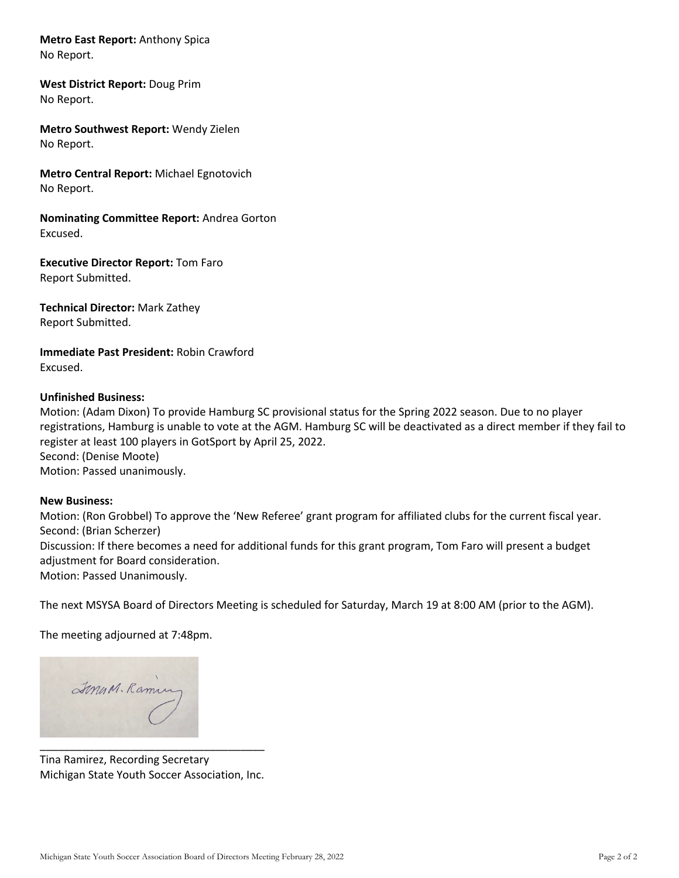**Metro East Report:** Anthony Spica
No Report.

**West District Report:** Doug Prim
No Report.

**Metro Southwest Report:** Wendy Zielen
No Report.

**Metro Central Report:** Michael Egnotovich
No Report.

**Nominating Committee Report:** Andrea Gorton
Excused.

**Executive Director Report:** Tom Faro
Report Submitted.

**Technical Director:** Mark Zathey
Report Submitted.

**Immediate Past President:** Robin Crawford
Excused.

**Unfinished Business:**
Motion: (Adam Dixon) To provide Hamburg SC provisional status for the Spring 2022 season. Due to no player registrations, Hamburg is unable to vote at the AGM. Hamburg SC will be deactivated as a direct member if they fail to register at least 100 players in GotSport by April 25, 2022.
Second: (Denise Moote)
Motion: Passed unanimously.

**New Business:**
Motion: (Ron Grobbel) To approve the 'New Referee' grant program for affiliated clubs for the current fiscal year.
Second: (Brian Scherzer)
Discussion: If there becomes a need for additional funds for this grant program, Tom Faro will present a budget adjustment for Board consideration.
Motion: Passed Unanimously.

The next MSYSA Board of Directors Meeting is scheduled for Saturday, March 19 at 8:00 AM (prior to the AGM).

The meeting adjourned at 7:48pm.

Tina M. Ramirez

\_\_\_\_\_\_\_\_\_\_\_\_\_\_\_\_\_\_\_\_\_\_\_\_\_\_\_\_\_\_\_\_\_\_\_\_\_\_

Tina Ramirez, Recording Secretary
Michigan State Youth Soccer Association, Inc.